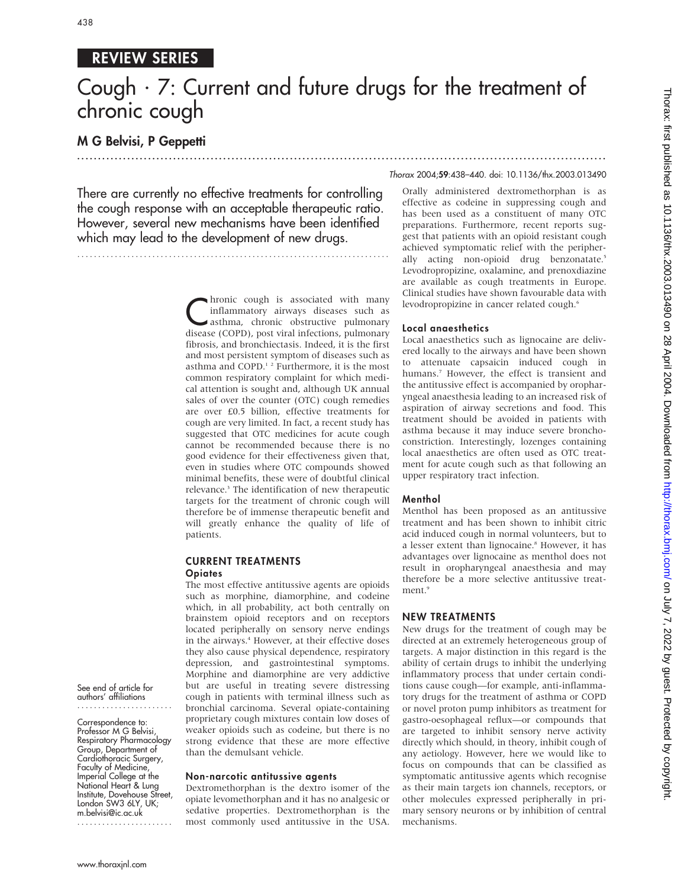REVIEW SERIES

# Cough · 7: Current and future drugs for the treatment of chronic cough

**M G Belvisi, P Geppetti**

Thorax 2004;59:438–440. doi: 10.1136/thx.2003.013490

There are currently no effective treatments for controlling the cough response with an acceptable therapeutic ratio. However, several new mechanisms have been identified which may lead to the development of new drugs.

Chronic cough is associated with many inflammatory airways diseases such as asthma, chronic obstructive pulmonary disease (COPD), post viral infections, pulmonary fibrosis, and bronchiectasis. Indeed, it is the first and most persistent symptom of diseases such as asthma and COPD.[1 2] Furthermore, it is the most common respiratory complaint for which medical attention is sought and, although UK annual sales of over the counter (OTC) cough remedies are over £0.5 billion, effective treatments for cough are very limited. In fact, a recent study has suggested that OTC medicines for acute cough cannot be recommended because there is no good evidence for their effectiveness given that, even in studies where OTC compounds showed minimal benefits, these were of doubtful clinical relevance.[3] The identification of new therapeutic targets for the treatment of chronic cough will therefore be of immense therapeutic benefit and will greatly enhance the quality of life of patients.

## CURRENT TREATMENTS

### Opiates

The most effective antitussive agents are opioids such as morphine, diamorphine, and codeine which, in all probability, act both centrally on brainstem opioid receptors and on receptors located peripherally on sensory nerve endings in the airways.[4] However, at their effective doses they also cause physical dependence, respiratory depression, and gastrointestinal symptoms. Morphine and diamorphine are very addictive but are useful in treating severe distressing cough in patients with terminal illness such as bronchial carcinoma. Several opiate-containing proprietary cough mixtures contain low doses of weaker opioids such as codeine, but there is no strong evidence that these are more effective than the demulsant vehicle.

### Non-narcotic antitussive agents

Dextromethorphan is the dextro isomer of the opiate levomethorphan and it has no analgesic or sedative properties. Dextromethorphan is the most commonly used antitussive in the USA. Orally administered dextromethorphan is as effective as codeine in suppressing cough and has been used as a constituent of many OTC preparations. Furthermore, recent reports suggest that patients with an opioid resistant cough achieved symptomatic relief with the peripherally acting non-opioid drug benzonatate.[5] Levodropropizine, oxalamine, and prenoxdiazine are available as cough treatments in Europe. Clinical studies have shown favourable data with levodropropizine in cancer related cough.[6]

### Local anaesthetics

Local anaesthetics such as lignocaine are delivered locally to the airways and have been shown to attenuate capsaicin induced cough in humans.[7] However, the effect is transient and the antitussive effect is accompanied by oropharyngeal anaesthesia leading to an increased risk of aspiration of airway secretions and food. This treatment should be avoided in patients with asthma because it may induce severe bronchoconstriction. Interestingly, lozenges containing local anaesthetics are often used as OTC treatment for acute cough such as that following an upper respiratory tract infection.

### Menthol

Menthol has been proposed as an antitussive treatment and has been shown to inhibit citric acid induced cough in normal volunteers, but to a lesser extent than lignocaine.[8] However, it has advantages over lignocaine as menthol does not result in oropharyngeal anaesthesia and may therefore be a more selective antitussive treatment.[9]

## NEW TREATMENTS

New drugs for the treatment of cough may be directed at an extremely heterogeneous group of targets. A major distinction in this regard is the ability of certain drugs to inhibit the underlying inflammatory process that under certain conditions cause cough—for example, anti-inflammatory drugs for the treatment of asthma or COPD or novel proton pump inhibitors as treatment for gastro-oesophageal reflux—or compounds that are targeted to inhibit sensory nerve activity directly which should, in theory, inhibit cough of any aetiology. However, here we would like to focus on compounds that can be classified as symptomatic antitussive agents which recognise as their main targets ion channels, receptors, or other molecules expressed peripherally in primary sensory neurons or by inhibition of central mechanisms.

See end of article for authors' affiliations

Correspondence to: Professor M G Belvisi, Respiratory Pharmacology Group, Department of Cardiothoracic Surgery, Faculty of Medicine, Imperial College at the National Heart & Lung Institute, Dovehouse Street, London SW3 6LY, UK; m.belvisi@ic.ac.uk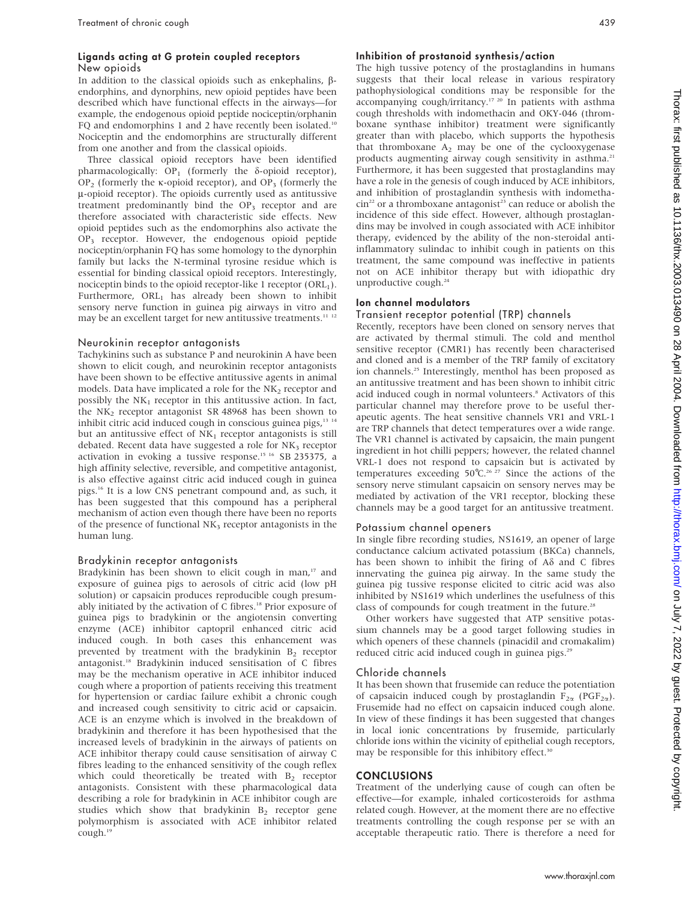### Ligands acting at G protein coupled receptors

#### New opioids

In addition to the classical opioids such as enkephalins, β-endorphins, and dynorphins, new opioid peptides have been described which have functional effects in the airways—for example, the endogenous opioid peptide nociceptin/orphanin FQ and endomorphins 1 and 2 have recently been isolated.[10] Nociceptin and the endomorphins are structurally different from one another and from the classical opioids.

Three classical opioid receptors have been identified pharmacologically: $OP_1$ (formerly the δ-opioid receptor), $OP_2$ (formerly the κ-opioid receptor), and $OP_3$ (formerly the μ-opioid receptor). The opioids currently used as antitussive treatment predominantly bind the $OP_3$ receptor and are therefore associated with characteristic side effects. New opioid peptides such as the endomorphins also activate the $OP_3$ receptor. However, the endogenous opioid peptide nociceptin/orphanin FQ has some homology to the dynorphin family but lacks the N-terminal tyrosine residue which is essential for binding classical opioid receptors. Interestingly, nociceptin binds to the opioid receptor-like 1 receptor ($ORL_1$). Furthermore, $ORL_1$ has already been shown to inhibit sensory nerve function in guinea pig airways in vitro and may be an excellent target for new antitussive treatments.[11 12]

#### Neurokinin receptor antagonists

Tachykinins such as substance P and neurokinin A have been shown to elicit cough, and neurokinin receptor antagonists have been shown to be effective antitussive agents in animal models. Data have implicated a role for the $NK_2$ receptor and possibly the $NK_1$ receptor in this antitussive action. In fact, the $NK_2$ receptor antagonist SR 48968 has been shown to inhibit citric acid induced cough in conscious guinea pigs,[13 14] but an antitussive effect of $NK_1$ receptor antagonists is still debated. Recent data have suggested a role for $NK_3$ receptor activation in evoking a tussive response.[15 16] SB 235375, a high affinity selective, reversible, and competitive antagonist, is also effective against citric acid induced cough in guinea pigs.[16] It is a low CNS penetrant compound and, as such, it has been suggested that this compound has a peripheral mechanism of action even though there have been no reports of the presence of functional $NK_3$ receptor antagonists in the human lung.

#### Bradykinin receptor antagonists

Bradykinin has been shown to elicit cough in man,[17] and exposure of guinea pigs to aerosols of citric acid (low pH solution) or capsaicin produces reproducible cough presumably initiated by the activation of C fibres.[18] Prior exposure of guinea pigs to bradykinin or the angiotensin converting enzyme (ACE) inhibitor captopril enhanced citric acid induced cough. In both cases this enhancement was prevented by treatment with the bradykinin $B_2$ receptor antagonist.[18] Bradykinin induced sensitisation of C fibres may be the mechanism operative in ACE inhibitor induced cough where a proportion of patients receiving this treatment for hypertension or cardiac failure exhibit a chronic cough and increased cough sensitivity to citric acid or capsaicin. ACE is an enzyme which is involved in the breakdown of bradykinin and therefore it has been hypothesised that the increased levels of bradykinin in the airways of patients on ACE inhibitor therapy could cause sensitisation of airway C fibres leading to the enhanced sensitivity of the cough reflex which could theoretically be treated with $B_2$ receptor antagonists. Consistent with these pharmacological data describing a role for bradykinin in ACE inhibitor cough are studies which show that bradykinin $B_2$ receptor gene polymorphism is associated with ACE inhibitor related cough.[19]

### Inhibition of prostanoid synthesis/action

The high tussive potency of the prostaglandins in humans suggests that their local release in various respiratory pathophysiological conditions may be responsible for the accompanying cough/irritancy.[17 20] In patients with asthma cough thresholds with indomethacin and OKY-046 (thromboxane synthase inhibitor) treatment were significantly greater than with placebo, which supports the hypothesis that thromboxane $A_2$ may be one of the cyclooxygenase products augmenting airway cough sensitivity in asthma.[21] Furthermore, it has been suggested that prostaglandins may have a role in the genesis of cough induced by ACE inhibitors, and inhibition of prostaglandin synthesis with indomethacin[22] or a thromboxane antagonist[23] can reduce or abolish the incidence of this side effect. However, although prostaglandins may be involved in cough associated with ACE inhibitor therapy, evidenced by the ability of the non-steroidal anti-inflammatory sulindac to inhibit cough in patients on this treatment, the same compound was ineffective in patients not on ACE inhibitor therapy but with idiopathic dry unproductive cough.[24]

### Ion channel modulators

#### Transient receptor potential (TRP) channels

Recently, receptors have been cloned on sensory nerves that are activated by thermal stimuli. The cold and menthol sensitive receptor (CMR1) has recently been characterised and cloned and is a member of the TRP family of excitatory ion channels.[25] Interestingly, menthol has been proposed as an antitussive treatment and has been shown to inhibit citric acid induced cough in normal volunteers.[8] Activators of this particular channel may therefore prove to be useful therapeutic agents. The heat sensitive channels VR1 and VRL-1 are TRP channels that detect temperatures over a wide range. The VR1 channel is activated by capsaicin, the main pungent ingredient in hot chilli peppers; however, the related channel VRL-1 does not respond to capsaicin but is activated by temperatures exceeding 50°C.[26 27] Since the actions of the sensory nerve stimulant capsaicin on sensory nerves may be mediated by activation of the VR1 receptor, blocking these channels may be a good target for an antitussive treatment.

#### Potassium channel openers

In single fibre recording studies, NS1619, an opener of large conductance calcium activated potassium (BKCa) channels, has been shown to inhibit the firing of Aδ and C fibres innervating the guinea pig airway. In the same study the guinea pig tussive response elicited to citric acid was also inhibited by NS1619 which underlines the usefulness of this class of compounds for cough treatment in the future.[28]

Other workers have suggested that ATP sensitive potassium channels may be a good target following studies in which openers of these channels (pinacidil and cromakalim) reduced citric acid induced cough in guinea pigs.[29]

#### Chloride channels

It has been shown that frusemide can reduce the potentiation of capsaicin induced cough by prostaglandin $F_{2\alpha}$ ($PGF_{2\alpha}$). Frusemide had no effect on capsaicin induced cough alone. In view of these findings it has been suggested that changes in local ionic concentrations by frusemide, particularly chloride ions within the vicinity of epithelial cough receptors, may be responsible for this inhibitory effect.[30]

## CONCLUSIONS

Treatment of the underlying cause of cough can often be effective—for example, inhaled corticosteroids for asthma related cough. However, at the moment there are no effective treatments controlling the cough response per se with an acceptable therapeutic ratio. There is therefore a need for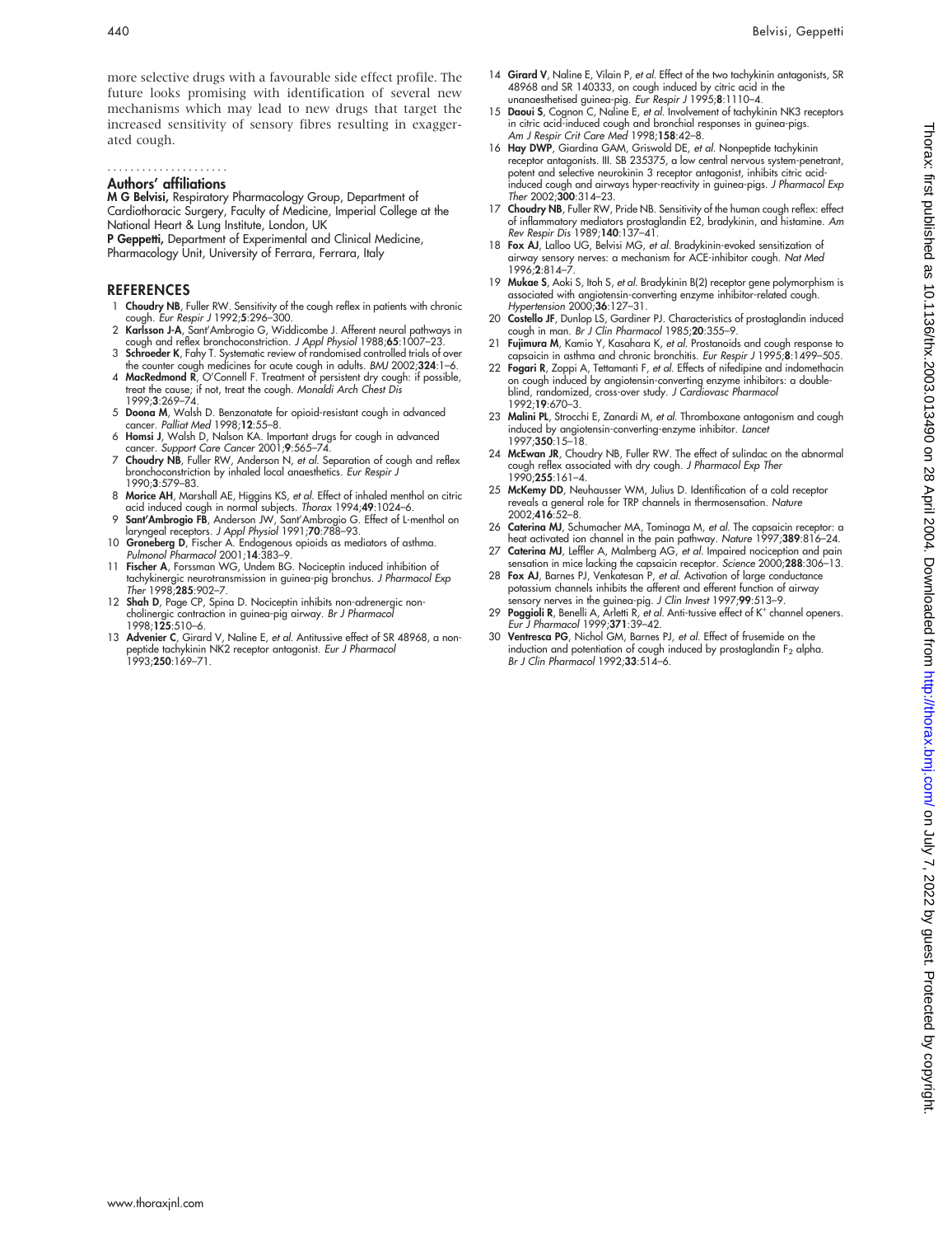more selective drugs with a favourable side effect profile. The future looks promising with identification of several new mechanisms which may lead to new drugs that target the increased sensitivity of sensory fibres resulting in exaggerated cough.

## Authors' affiliations

**M G Belvisi,** Respiratory Pharmacology Group, Department of Cardiothoracic Surgery, Faculty of Medicine, Imperial College at the National Heart & Lung Institute, London, UK
**P Geppetti,** Department of Experimental and Clinical Medicine, Pharmacology Unit, University of Ferrara, Ferrara, Italy

## REFERENCES

1. **Choudry NB**, Fuller RW. Sensitivity of the cough reflex in patients with chronic cough. *Eur Respir J* 1992;**5**:296–300.
2. **Karlsson J-A**, Sant'Ambrogio G, Widdicombe J. Afferent neural pathways in cough and reflex bronchoconstriction. *J Appl Physiol* 1988;**65**:1007–23.
3. **Schroeder K**, Fahy T. Systematic review of randomised controlled trials of over the counter cough medicines for acute cough in adults. *BMJ* 2002;**324**:1–6.
4. **MacRedmond R**, O'Connell F. Treatment of persistent dry cough: if possible, treat the cause; if not, treat the cough. *Monaldi Arch Chest Dis* 1999;**3**:269–74.
5. **Doona M**, Walsh D. Benzonatate for opioid-resistant cough in advanced cancer. *Palliat Med* 1998;**12**:55–8.
6. **Homsi J**, Walsh D, Nalson KA. Important drugs for cough in advanced cancer. *Support Care Cancer* 2001;**9**:565–74.
7. **Choudry NB**, Fuller RW, Anderson N, *et al*. Separation of cough and reflex bronchoconstriction by inhaled local anaesthetics. *Eur Respir J* 1990;**3**:579–83.
8. **Morice AH**, Marshall AE, Higgins KS, *et al*. Effect of inhaled menthol on citric acid induced cough in normal subjects. *Thorax* 1994;**49**:1024–6.
9. **Sant'Ambrogio FB**, Anderson JW, Sant'Ambrogio G. Effect of L-menthol on laryngeal receptors. *J Appl Physiol* 1991;**70**:788–93.
10. **Groneberg D**, Fischer A. Endogenous opioids as mediators of asthma. *Pulmonol Pharmacol* 2001;**14**:383–9.
11. **Fischer A**, Forssman WG, Undem BG. Nociceptin induced inhibition of tachykinergic neurotransmission in guinea-pig bronchus. *J Pharmacol Exp Ther* 1998;**285**:902–7.
12. **Shah D**, Page CP, Spina D. Nociceptin inhibits non-adrenergic non-cholinergic contraction in guinea-pig airway. *Br J Pharmacol* 1998;**125**:510–6.
13. **Advenier C**, Girard V, Naline E, *et al*. Antitussive effect of SR 48968, a non-peptide tachykinin NK2 receptor antagonist. *Eur J Pharmacol* 1993;**250**:169–71.
14. **Girard V**, Naline E, Vilain P, *et al*. Effect of the two tachykinin antagonists, SR 48968 and SR 140333, on cough induced by citric acid in the unanaesthetised guinea-pig. *Eur Respir J* 1995;**8**:1110–4.
15. **Daoui S**, Cognon C, Naline E, *et al*. Involvement of tachykinin NK3 receptors in citric acid-induced cough and bronchial responses in guinea-pigs. *Am J Respir Crit Care Med* 1998;**158**:42–8.
16. **Hay DWP**, Giardina GAM, Griswold DE, *et al*. Nonpeptide tachykinin receptor antagonists. III. SB 235375, a low central nervous system-penetrant, potent and selective neurokinin 3 receptor antagonist, inhibits citric acid-induced cough and airways hyper-reactivity in guinea-pigs. *J Pharmacol Exp Ther* 2002;**300**:314–23.
17. **Choudry NB**, Fuller RW, Pride NB. Sensitivity of the human cough reflex: effect of inflammatory mediators prostaglandin E2, bradykinin, and histamine. *Am Rev Respir Dis* 1989;**140**:137–41.
18. **Fox AJ**, Lalloo UG, Belvisi MG, *et al*. Bradykinin-evoked sensitization of airway sensory nerves: a mechanism for ACE-inhibitor cough. *Nat Med* 1996;**2**:814–7.
19. **Mukae S**, Aoki S, Itoh S, *et al*. Bradykinin B(2) receptor gene polymorphism is associated with angiotensin-converting enzyme inhibitor-related cough. *Hypertension* 2000;**36**:127–31.
20. **Costello JF**, Dunlop LS, Gardiner PJ. Characteristics of prostaglandin induced cough in man. *Br J Clin Pharmacol* 1985;**20**:355–9.
21. **Fujimura M**, Kamio Y, Kasahara K, *et al*. Prostanoids and cough response to capsaicin in asthma and chronic bronchitis. *Eur Respir J* 1995;**8**:1499–505.
22. **Fogari R**, Zoppi A, Tettamanti F, *et al*. Effects of nifedipine and indomethacin on cough induced by angiotensin-converting enzyme inhibitors: a double-blind, randomized, cross-over study. *J Cardiovasc Pharmacol* 1992;**19**:670–3.
23. **Malini PL**, Strocchi E, Zanardi M, *et al*. Thromboxane antagonism and cough induced by angiotensin-converting-enzyme inhibitor. *Lancet* 1997;**350**:15–18.
24. **McEwan JR**, Choudry NB, Fuller RW. The effect of sulindac on the abnormal cough reflex associated with dry cough. *J Pharmacol Exp Ther* 1990;**255**:161–4.
25. **McKemy DD**, Neuhausser WM, Julius D. Identification of a cold receptor reveals a general role for TRP channels in thermosensation. *Nature* 2002;**416**:52–8.
26. **Caterina MJ**, Schumacher MA, Tominaga M, *et al*. The capsaicin receptor: a heat activated ion channel in the pain pathway. *Nature* 1997;**389**:816–24.
27. **Caterina MJ**, Leffler A, Malmberg AG, *et al*. Impaired nociception and pain sensation in mice lacking the capsaicin receptor. *Science* 2000;**288**:306–13.
28. **Fox AJ**, Barnes PJ, Venkatesan P, *et al*. Activation of large conductance potassium channels inhibits the afferent and efferent function of airway sensory nerves in the guinea-pig. *J Clin Invest* 1997;**99**:513–9.
29. **Poggioli R**, Benelli A, Arletti R, *et al*. Anti-tussive effect of $K^+$ channel openers. *Eur J Pharmacol* 1999;**371**:39–42.
30. **Ventresca PG**, Nichol GM, Barnes PJ, *et al*. Effect of frusemide on the induction and potentiation of cough induced by prostaglandin $F_2$ alpha. *Br J Clin Pharmacol* 1992;**33**:514–6.